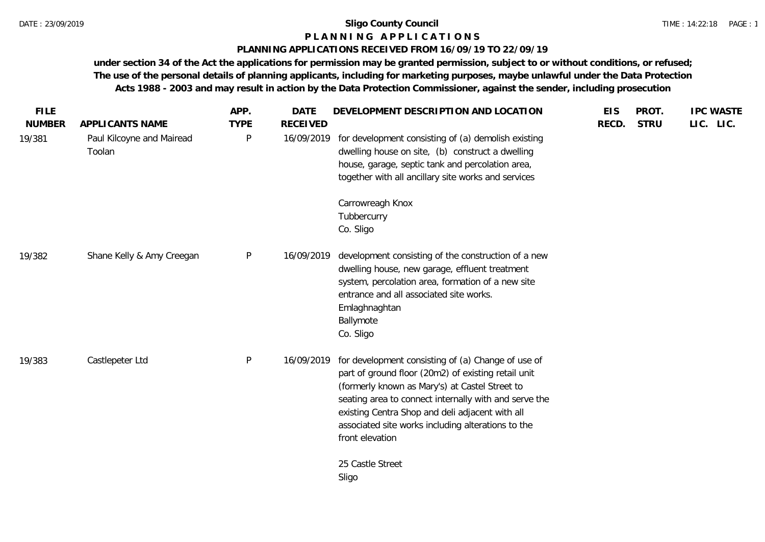# Sligo County Council

## PLANNING APPLICATIONS

### PLANNING APPLICATIONS RECEIVED FROM 16/09/19 TO 22/09/19

**under section 34 of the Act the applications for permission may be granted permission, subject to or without conditions, or refused; The use of the personal details of planning applicants, including for marketing purposes, maybe unlawful under the Data Protection Acts 1988 - 2003 and may result in action by the Data Protection Commissioner, against the sender, including prosecution**

| FILE NUMBER | APPLICANTS NAME | APP. TYPE | DATE RECEIVED | DEVELOPMENT DESCRIPTION AND LOCATION | EIS RECD. | PROT. STRU | IPC LIC. | WASTE LIC. |
|---|---|---|---|---|---|---|---|---|
| 19/381 | Paul Kilcoyne and Mairead Toolan | P | 16/09/2019 | for development consisting of (a) demolish existing dwelling house on site, (b) construct a dwelling house, garage, septic tank and percolation area, together with all ancillary site works and services<br><br>Carrowreagh Knox<br>Tubbercurry<br>Co. Sligo | | | | |
| 19/382 | Shane Kelly & Amy Creegan | P | 16/09/2019 | development consisting of the construction of a new dwelling house, new garage, effluent treatment system, percolation area, formation of a new site entrance and all associated site works.<br>Emlaghnaghtan<br>Ballymote<br>Co. Sligo | | | | |
| 19/383 | Castlepeter Ltd | P | 16/09/2019 | for development consisting of (a) Change of use of part of ground floor (20m2) of existing retail unit (formerly known as Mary's) at Castel Street to seating area to connect internally with and serve the existing Centra Shop and deli adjacent with all associated site works including alterations to the front elevation<br><br>25 Castle Street<br>Sligo | | | | |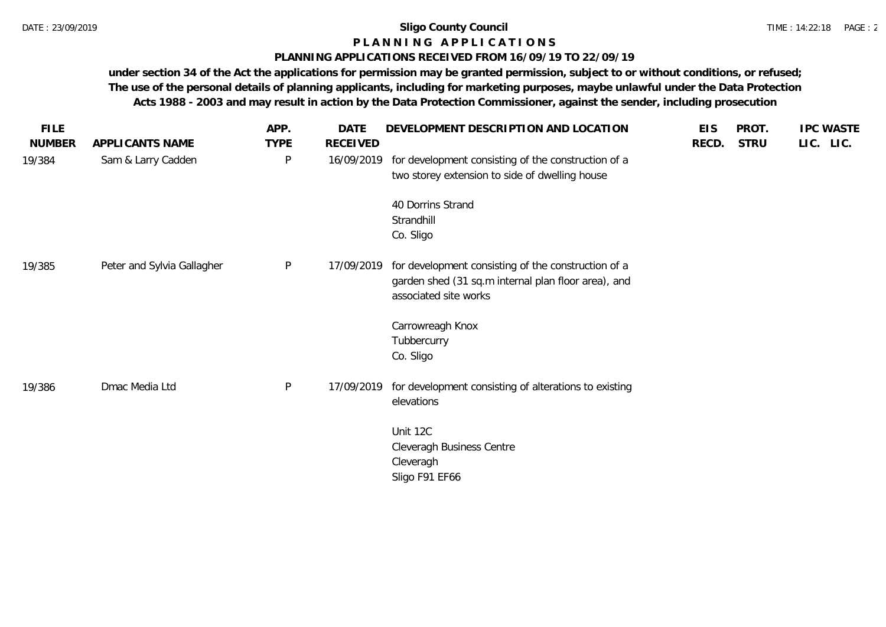**Sligo County Council**

**P L A N N I N G   A P P L I C A T I O N S**

**PLANNING APPLICATIONS RECEIVED FROM 16/09/19 TO 22/09/19**

**under section 34 of the Act the applications for permission may be granted permission, subject to or without conditions, or refused; The use of the personal details of planning applicants, including for marketing purposes, maybe unlawful under the Data Protection Acts 1988 - 2003 and may result in action by the Data Protection Commissioner, against the sender, including prosecution**

| FILE NUMBER | APPLICANTS NAME | APP. TYPE | DATE RECEIVED | DEVELOPMENT DESCRIPTION AND LOCATION | EIS RECD. | PROT. STRU | IPC LIC. | WASTE LIC. |
|---|---|---|---|---|---|---|---|---|
| 19/384 | Sam & Larry Cadden | P | 16/09/2019 | for development consisting of the construction of a two storey extension to side of dwelling house<br><br>40 Dorrins Strand<br>Strandhill<br>Co. Sligo | | | | |
| 19/385 | Peter and Sylvia Gallagher | P | 17/09/2019 | for development consisting of the construction of a garden shed (31 sq.m internal plan floor area), and associated site works<br><br>Carrowreagh Knox<br>Tubbercurry<br>Co. Sligo | | | | |
| 19/386 | Dmac Media Ltd | P | 17/09/2019 | for development consisting of alterations to existing elevations<br><br>Unit 12C<br>Cleveragh Business Centre<br>Cleveragh<br>Sligo F91 EF66 | | | | |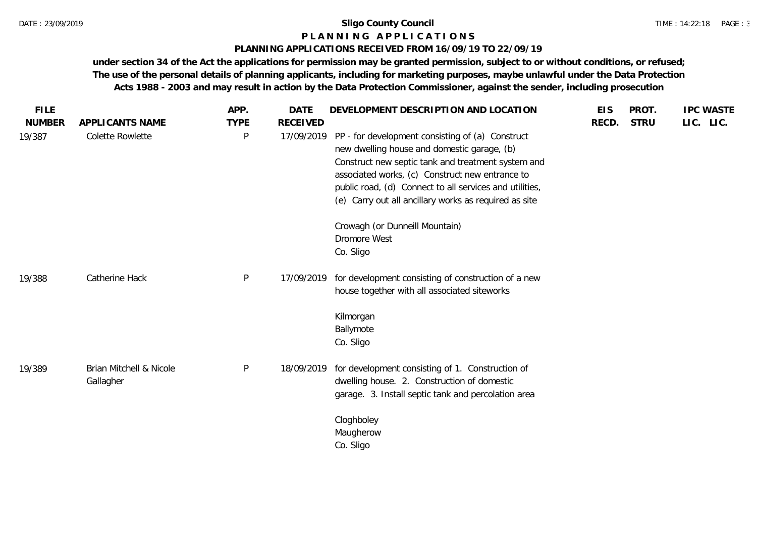**Sligo County Council**

**P L A N N I N G   A P P L I C A T I O N S**

**PLANNING APPLICATIONS RECEIVED FROM 16/09/19 TO 22/09/19**

**under section 34 of the Act the applications for permission may be granted permission, subject to or without conditions, or refused; The use of the personal details of planning applicants, including for marketing purposes, maybe unlawful under the Data Protection Acts 1988 - 2003 and may result in action by the Data Protection Commissioner, against the sender, including prosecution**

| FILE NUMBER | APPLICANTS NAME | APP. TYPE | DATE RECEIVED | DEVELOPMENT DESCRIPTION AND LOCATION | EIS RECD. | PROT. STRU | IPC LIC. | WASTE LIC. |
|---|---|---|---|---|---|---|---|---|
| 19/387 | Colette Rowlette | P | 17/09/2019 | PP - for development consisting of (a) Construct new dwelling house and domestic garage, (b) Construct new septic tank and treatment system and associated works, (c) Construct new entrance to public road, (d) Connect to all services and utilities, (e) Carry out all ancillary works as required as site<br><br>Crowagh (or Dunneill Mountain)<br>Dromore West<br>Co. Sligo | | | | |
| 19/388 | Catherine Hack | P | 17/09/2019 | for development consisting of construction of a new house together with all associated siteworks<br><br>Kilmorgan<br>Ballymote<br>Co. Sligo | | | | |
| 19/389 | Brian Mitchell & Nicole Gallagher | P | 18/09/2019 | for development consisting of 1. Construction of dwelling house. 2. Construction of domestic garage. 3. Install septic tank and percolation area<br><br>Cloghboley<br>Maugherow<br>Co. Sligo | | | | |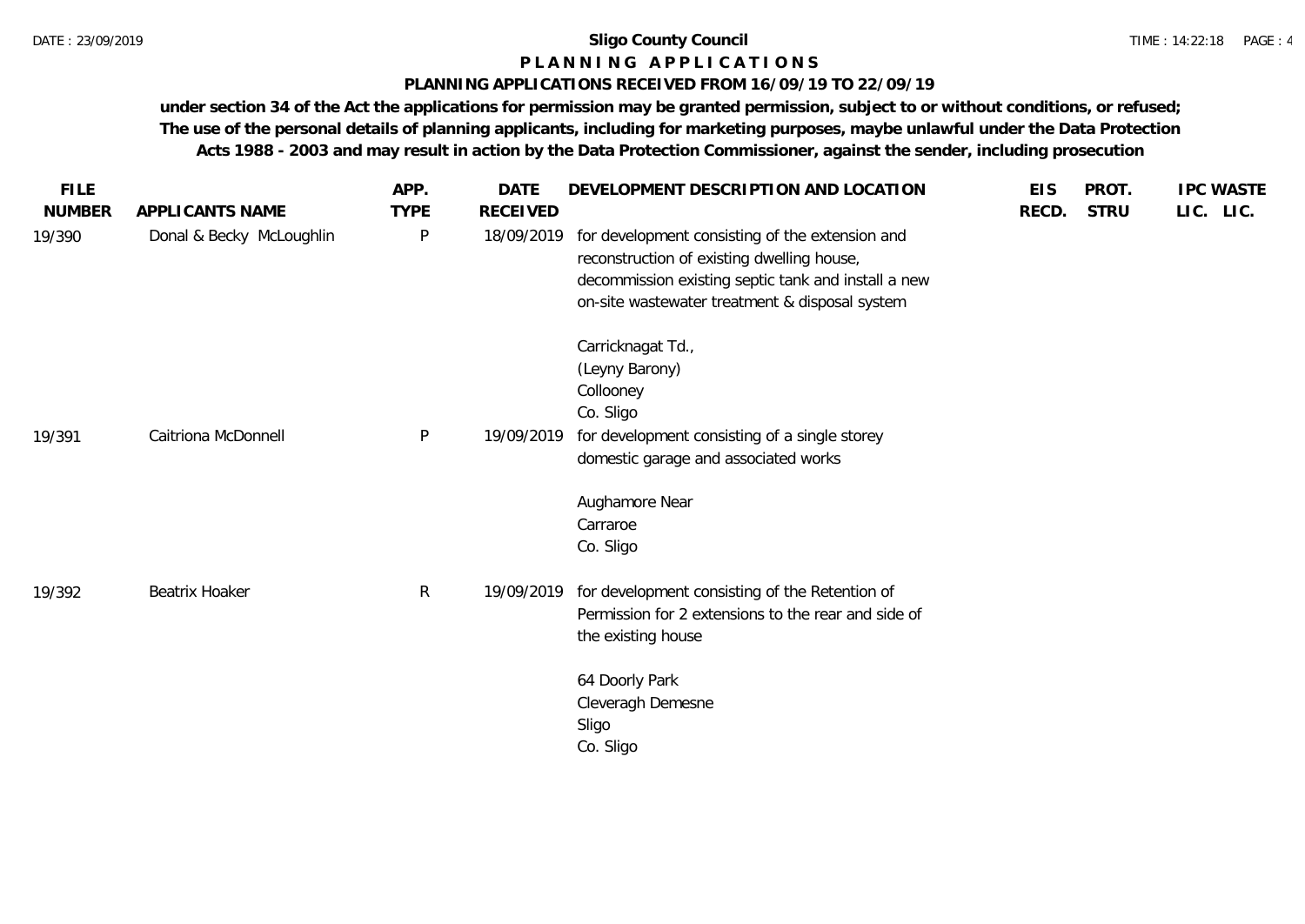**Sligo County Council**

**P L A N N I N G   A P P L I C A T I O N S**

**PLANNING APPLICATIONS RECEIVED FROM 16/09/19 TO 22/09/19**

**under section 34 of the Act the applications for permission may be granted permission, subject to or without conditions, or refused; The use of the personal details of planning applicants, including for marketing purposes, maybe unlawful under the Data Protection Acts 1988 - 2003 and may result in action by the Data Protection Commissioner, against the sender, including prosecution**

| FILE NUMBER | APPLICANTS NAME | APP. TYPE | DATE RECEIVED | DEVELOPMENT DESCRIPTION AND LOCATION | EIS RECD. | PROT. STRU | IPC LIC. | WASTE LIC. |
|---|---|---|---|---|---|---|---|---|
| 19/390 | Donal & Becky McLoughlin | P | 18/09/2019 | for development consisting of the extension and reconstruction of existing dwelling house, decommission existing septic tank and install a new on-site wastewater treatment & disposal system<br><br>Carricknagat Td.,<br>(Leyny Barony)<br>Collooney<br>Co. Sligo | | | | |
| 19/391 | Caitriona McDonnell | P | 19/09/2019 | for development consisting of a single storey domestic garage and associated works<br><br>Aughamore Near<br>Carraroe<br>Co. Sligo | | | | |
| 19/392 | Beatrix Hoaker | R | 19/09/2019 | for development consisting of the Retention of Permission for 2 extensions to the rear and side of the existing house<br><br>64 Doorly Park<br>Cleveragh Demesne<br>Sligo<br>Co. Sligo | | | | |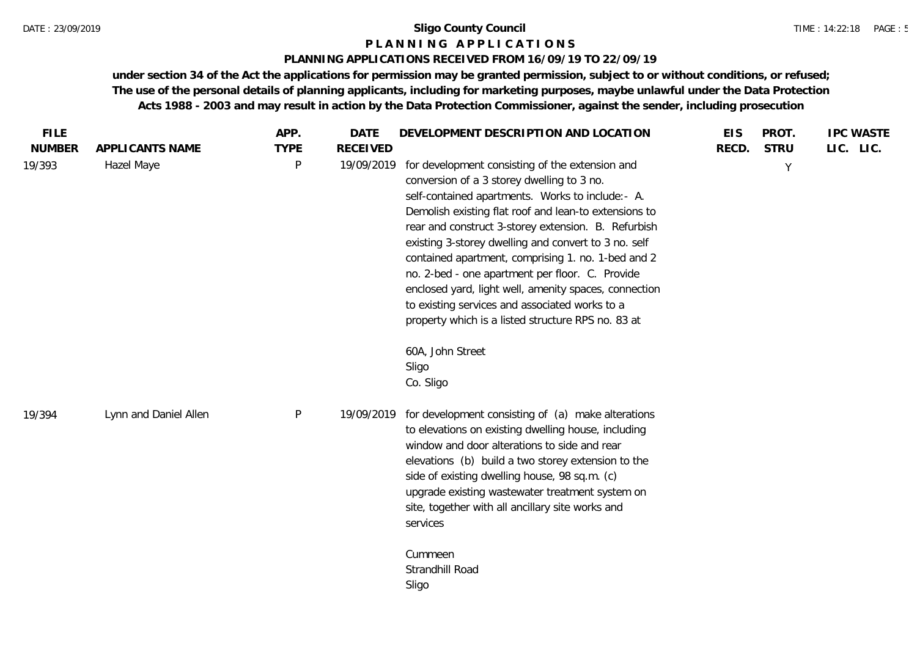**Sligo County Council**

**P L A N N I N G   A P P L I C A T I O N S**

**PLANNING APPLICATIONS RECEIVED FROM 16/09/19 TO 22/09/19**

**under section 34 of the Act the applications for permission may be granted permission, subject to or without conditions, or refused; The use of the personal details of planning applicants, including for marketing purposes, maybe unlawful under the Data Protection Acts 1988 - 2003 and may result in action by the Data Protection Commissioner, against the sender, including prosecution**

| FILE NUMBER | APPLICANTS NAME | APP. TYPE | DATE RECEIVED | DEVELOPMENT DESCRIPTION AND LOCATION | EIS RECD. | PROT. STRU | IPC LIC. | WASTE LIC. |
|---|---|---|---|---|---|---|---|---|
| 19/393 | Hazel Maye | P | 19/09/2019 | for development consisting of the extension and conversion of a 3 storey dwelling to 3 no. self-contained apartments. Works to include:- A. Demolish existing flat roof and lean-to extensions to rear and construct 3-storey extension. B. Refurbish existing 3-storey dwelling and convert to 3 no. self contained apartment, comprising 1. no. 1-bed and 2 no. 2-bed - one apartment per floor. C. Provide enclosed yard, light well, amenity spaces, connection to existing services and associated works to a property which is a listed structure RPS no. 83 at<br><br>60A, John Street<br>Sligo<br>Co. Sligo | | Y | | |
| 19/394 | Lynn and Daniel Allen | P | 19/09/2019 | for development consisting of (a) make alterations to elevations on existing dwelling house, including window and door alterations to side and rear elevations (b) build a two storey extension to the side of existing dwelling house, 98 sq.m. (c) upgrade existing wastewater treatment system on site, together with all ancillary site works and services<br><br>Cummeen<br>Strandhill Road<br>Sligo | | | | |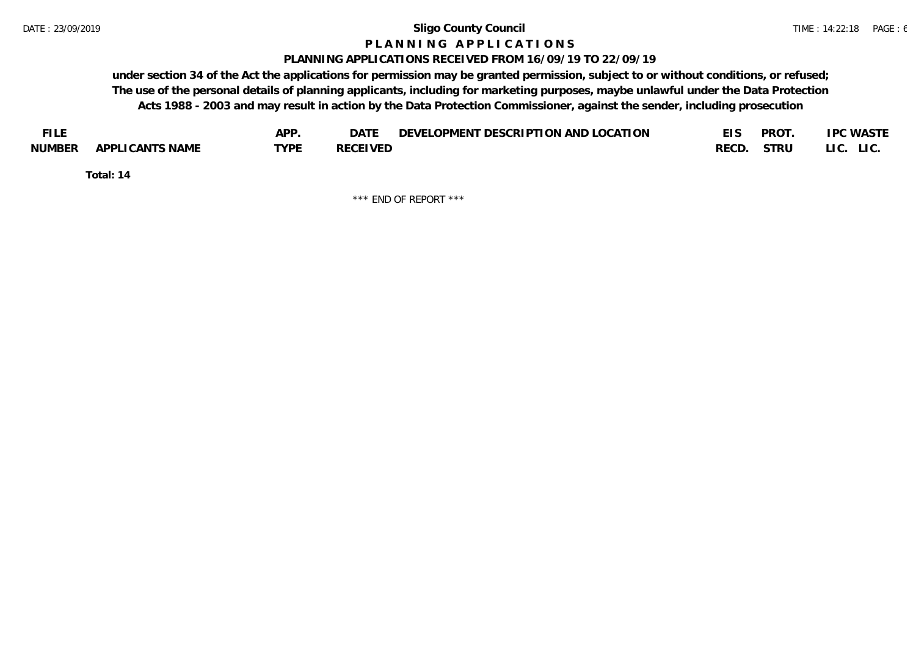# Sligo County Council

## P L A N N I N G   A P P L I C A T I O N S

### PLANNING APPLICATIONS RECEIVED FROM 16/09/19 TO 22/09/19

**under section 34 of the Act the applications for permission may be granted permission, subject to or without conditions, or refused; The use of the personal details of planning applicants, including for marketing purposes, maybe unlawful under the Data Protection Acts 1988 - 2003 and may result in action by the Data Protection Commissioner, against the sender, including prosecution**

| FILE NUMBER | APPLICANTS NAME | APP. TYPE | DATE RECEIVED | DEVELOPMENT DESCRIPTION AND LOCATION | EIS RECD. | PROT. STRU | IPC LIC. | WASTE LIC. |
|---|---|---|---|---|---|---|---|---|

**Total: 14**

*** END OF REPORT ***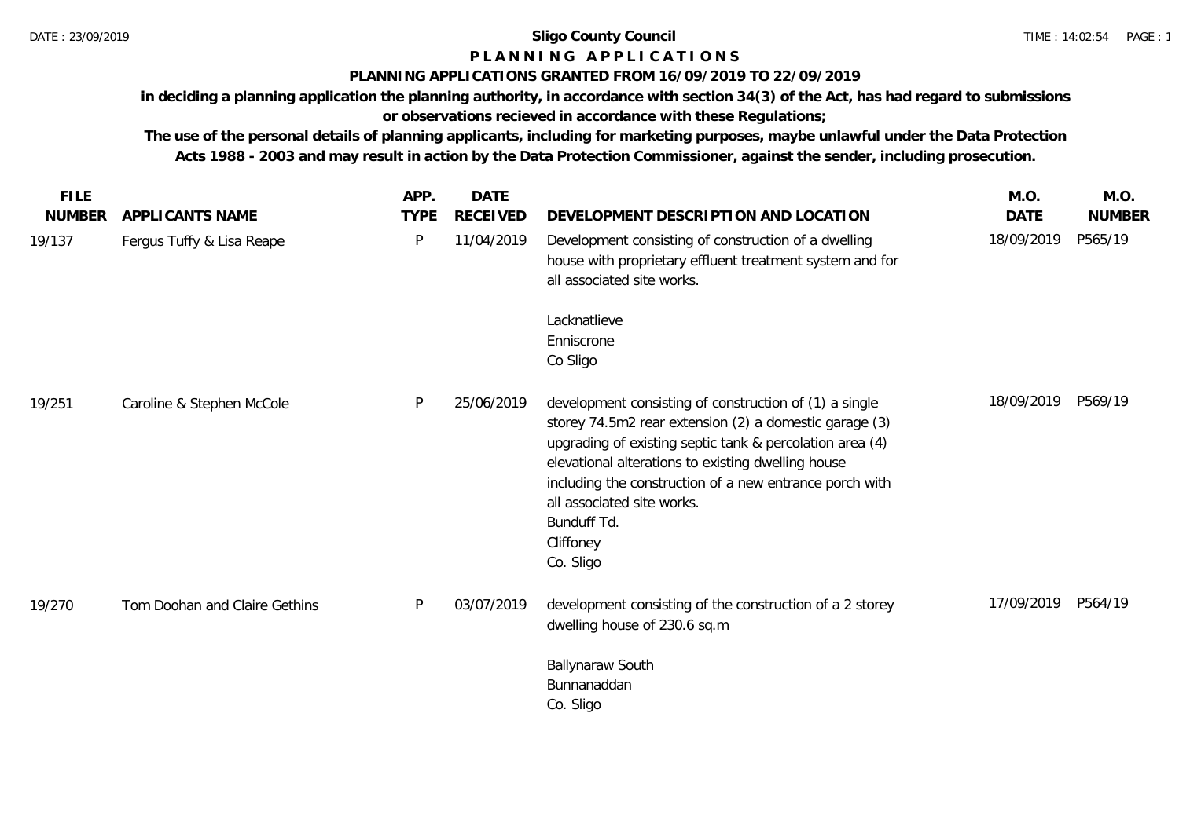**Sligo County Council**

**P L A N N I N G   A P P L I C A T I O N S**

**PLANNING APPLICATIONS GRANTED FROM 16/09/2019 TO 22/09/2019**

**in deciding a planning application the planning authority, in accordance with section 34(3) of the Act, has had regard to submissions or observations recieved in accordance with these Regulations;**

**The use of the personal details of planning applicants, including for marketing purposes, maybe unlawful under the Data Protection Acts 1988 - 2003 and may result in action by the Data Protection Commissioner, against the sender, including prosecution.**

| FILE NUMBER | APPLICANTS NAME | APP. TYPE | DATE RECEIVED | DEVELOPMENT DESCRIPTION AND LOCATION | M.O. DATE | M.O. NUMBER |
|---|---|---|---|---|---|---|
| 19/137 | Fergus Tuffy & Lisa Reape | P | 11/04/2019 | Development consisting of construction of a dwelling house with proprietary effluent treatment system and for all associated site works.<br><br>Lacknatlieve<br>Enniscrone<br>Co Sligo | 18/09/2019 | P565/19 |
| 19/251 | Caroline & Stephen McCole | P | 25/06/2019 | development consisting of construction of (1) a single storey 74.5m2 rear extension (2) a domestic garage (3) upgrading of existing septic tank & percolation area (4) elevational alterations to existing dwelling house including the construction of a new entrance porch with all associated site works.<br>Bunduff Td.<br>Cliffoney<br>Co. Sligo | 18/09/2019 | P569/19 |
| 19/270 | Tom Doohan and Claire Gethins | P | 03/07/2019 | development consisting of the construction of a 2 storey dwelling house of 230.6 sq.m<br><br>Ballynaraw South<br>Bunnanaddan<br>Co. Sligo | 17/09/2019 | P564/19 |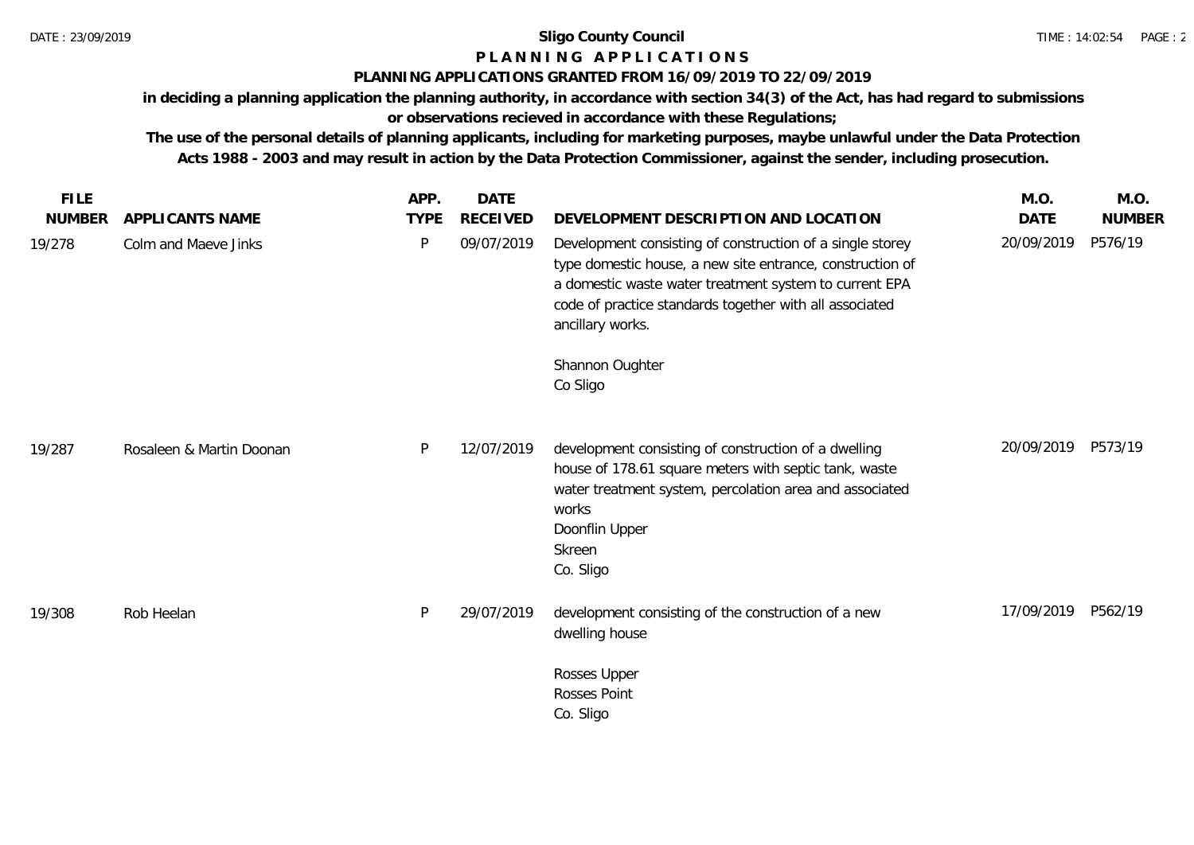# Sligo County Council

## P L A N N I N G   A P P L I C A T I O N S

### PLANNING APPLICATIONS GRANTED FROM 16/09/2019 TO 22/09/2019

**in deciding a planning application the planning authority, in accordance with section 34(3) of the Act, has had regard to submissions or observations recieved in accordance with these Regulations;**

**The use of the personal details of planning applicants, including for marketing purposes, maybe unlawful under the Data Protection Acts 1988 - 2003 and may result in action by the Data Protection Commissioner, against the sender, including prosecution.**

| FILE NUMBER | APPLICANTS NAME | APP. TYPE | DATE RECEIVED | DEVELOPMENT DESCRIPTION AND LOCATION | M.O. DATE | M.O. NUMBER |
|---|---|---|---|---|---|---|
| 19/278 | Colm and Maeve Jinks | P | 09/07/2019 | Development consisting of construction of a single storey type domestic house, a new site entrance, construction of a domestic waste water treatment system to current EPA code of practice standards together with all associated ancillary works.<br><br>Shannon Oughter<br>Co Sligo | 20/09/2019 | P576/19 |
| 19/287 | Rosaleen & Martin Doonan | P | 12/07/2019 | development consisting of construction of a dwelling house of 178.61 square meters with septic tank, waste water treatment system, percolation area and associated works<br>Doonflin Upper<br>Skreen<br>Co. Sligo | 20/09/2019 | P573/19 |
| 19/308 | Rob Heelan | P | 29/07/2019 | development consisting of the construction of a new dwelling house<br><br>Rosses Upper<br>Rosses Point<br>Co. Sligo | 17/09/2019 | P562/19 |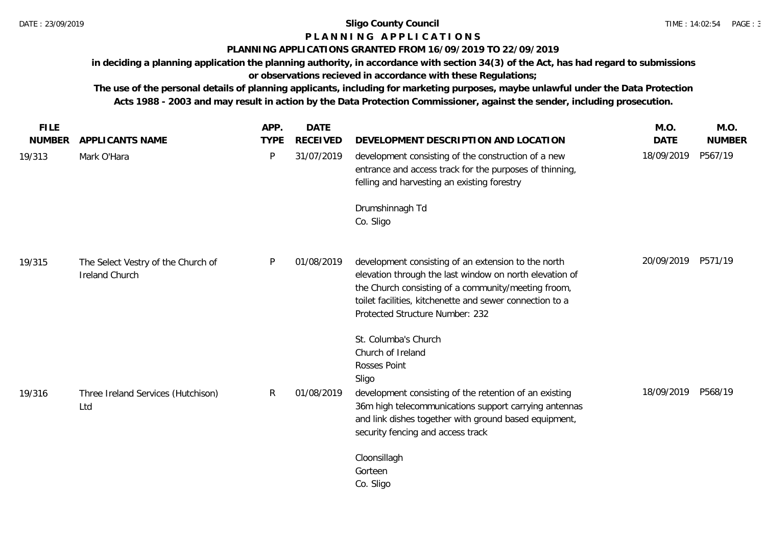# Sligo County Council

## P L A N N I N G   A P P L I C A T I O N S

### PLANNING APPLICATIONS GRANTED FROM 16/09/2019 TO 22/09/2019

**in deciding a planning application the planning authority, in accordance with section 34(3) of the Act, has had regard to submissions or observations recieved in accordance with these Regulations;**

**The use of the personal details of planning applicants, including for marketing purposes, maybe unlawful under the Data Protection Acts 1988 - 2003 and may result in action by the Data Protection Commissioner, against the sender, including prosecution.**

| FILE NUMBER | APPLICANTS NAME | APP. TYPE | DATE RECEIVED | DEVELOPMENT DESCRIPTION AND LOCATION | M.O. DATE | M.O. NUMBER |
|---|---|---|---|---|---|---|
| 19/313 | Mark O'Hara | P | 31/07/2019 | development consisting of the construction of a new entrance and access track for the purposes of thinning, felling and harvesting an existing forestry<br><br>Drumshinnagh Td<br>Co. Sligo | 18/09/2019 | P567/19 |
| 19/315 | The Select Vestry of the Church of Ireland Church | P | 01/08/2019 | development consisting of an extension to the north elevation through the last window on north elevation of the Church consisting of a community/meeting froom, toilet facilities, kitchenette and sewer connection to a Protected Structure Number: 232<br><br>St. Columba's Church<br>Church of Ireland<br>Rosses Point<br>Sligo | 20/09/2019 | P571/19 |
| 19/316 | Three Ireland Services (Hutchison) Ltd | R | 01/08/2019 | development consisting of the retention of an existing 36m high telecommunications support carrying antennas and link dishes together with ground based equipment, security fencing and access track<br><br>Cloonsillagh<br>Gorteen<br>Co. Sligo | 18/09/2019 | P568/19 |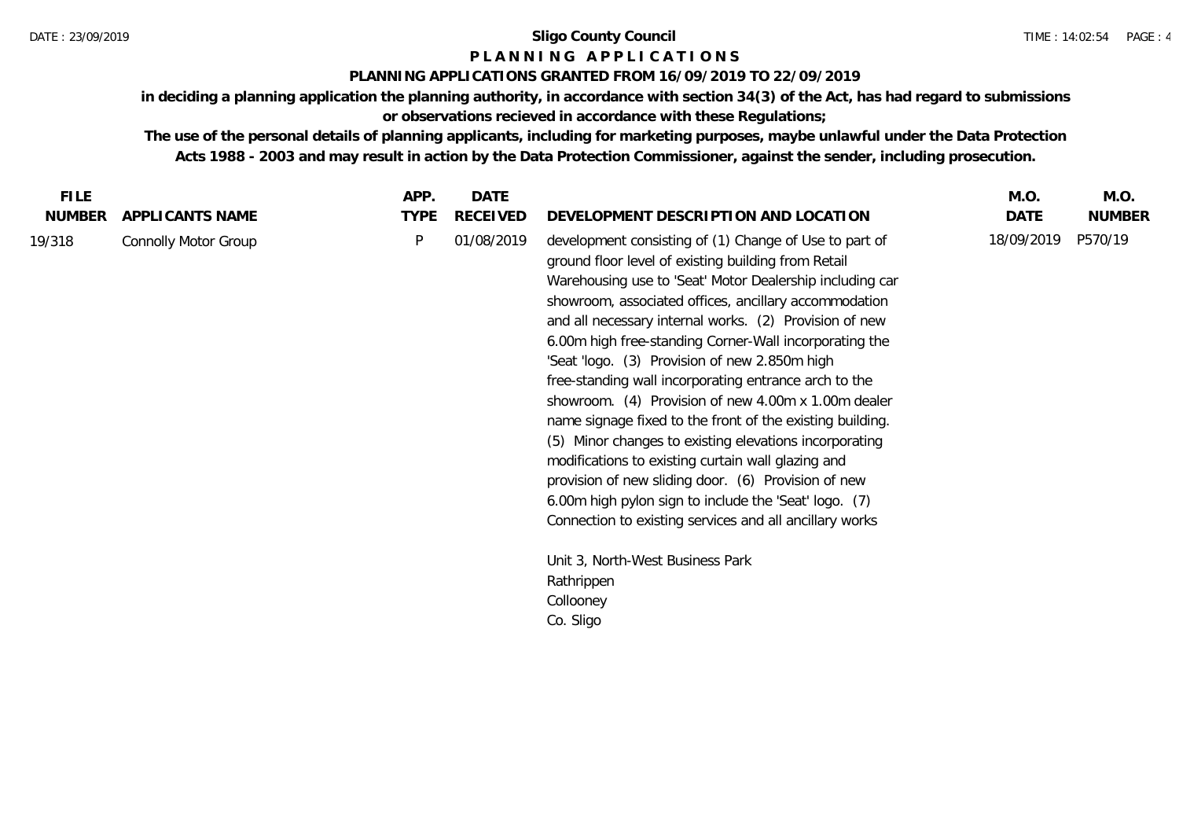# Sligo County Council

## P L A N N I N G   A P P L I C A T I O N S

### PLANNING APPLICATIONS GRANTED FROM 16/09/2019 TO 22/09/2019

**in deciding a planning application the planning authority, in accordance with section 34(3) of the Act, has had regard to submissions or observations recieved in accordance with these Regulations;**

**The use of the personal details of planning applicants, including for marketing purposes, maybe unlawful under the Data Protection Acts 1988 - 2003 and may result in action by the Data Protection Commissioner, against the sender, including prosecution.**

| FILE NUMBER | APPLICANTS NAME | APP. TYPE | DATE RECEIVED | DEVELOPMENT DESCRIPTION AND LOCATION | M.O. DATE | M.O. NUMBER |
|---|---|---|---|---|---|---|
| 19/318 | Connolly Motor Group | P | 01/08/2019 | development consisting of (1) Change of Use to part of ground floor level of existing building from Retail Warehousing use to 'Seat' Motor Dealership including car showroom, associated offices, ancillary accommodation and all necessary internal works. (2) Provision of new 6.00m high free-standing Corner-Wall incorporating the 'Seat 'logo. (3) Provision of new 2.850m high free-standing wall incorporating entrance arch to the showroom. (4) Provision of new 4.00m x 1.00m dealer name signage fixed to the front of the existing building. (5) Minor changes to existing elevations incorporating modifications to existing curtain wall glazing and provision of new sliding door. (6) Provision of new 6.00m high pylon sign to include the 'Seat' logo. (7) Connection to existing services and all ancillary works<br><br>Unit 3, North-West Business Park<br>Rathrippen<br>Collooney<br>Co. Sligo | 18/09/2019 | P570/19 |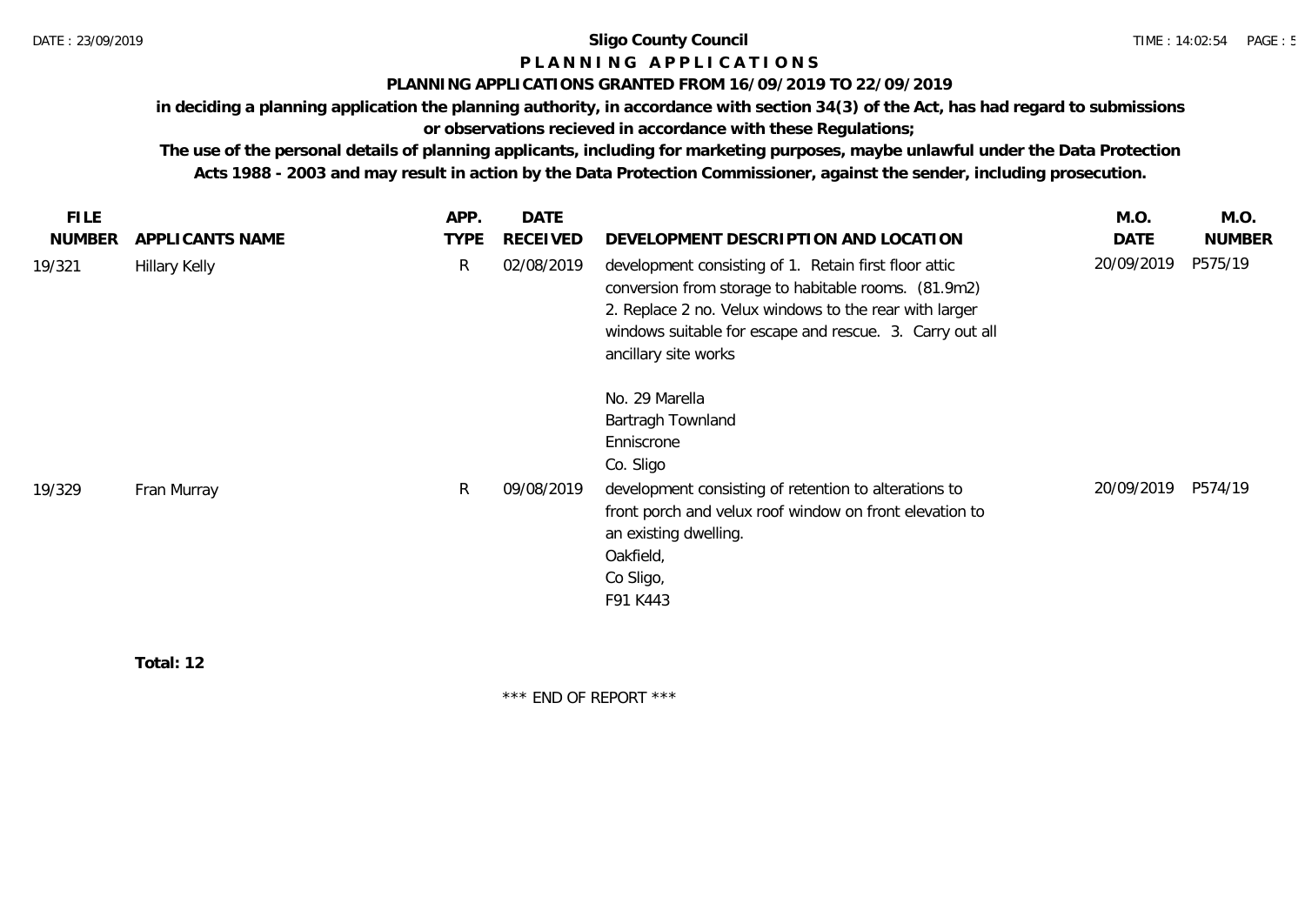**Sligo County Council**

**P L A N N I N G   A P P L I C A T I O N S**

**PLANNING APPLICATIONS GRANTED FROM 16/09/2019 TO 22/09/2019**

**in deciding a planning application the planning authority, in accordance with section 34(3) of the Act, has had regard to submissions or observations recieved in accordance with these Regulations;**

**The use of the personal details of planning applicants, including for marketing purposes, maybe unlawful under the Data Protection Acts 1988 - 2003 and may result in action by the Data Protection Commissioner, against the sender, including prosecution.**

| FILE NUMBER | APPLICANTS NAME | APP. TYPE | DATE RECEIVED | DEVELOPMENT DESCRIPTION AND LOCATION | M.O. DATE | M.O. NUMBER |
|---|---|---|---|---|---|---|
| 19/321 | Hillary Kelly | R | 02/08/2019 | development consisting of 1. Retain first floor attic conversion from storage to habitable rooms. (81.9m2) 2. Replace 2 no. Velux windows to the rear with larger windows suitable for escape and rescue. 3. Carry out all ancillary site works<br><br>No. 29 Marella<br>Bartragh Townland<br>Enniscrone<br>Co. Sligo | 20/09/2019 | P575/19 |
| 19/329 | Fran Murray | R | 09/08/2019 | development consisting of retention to alterations to front porch and velux roof window on front elevation to an existing dwelling.<br>Oakfield,<br>Co Sligo,<br>F91 K443 | 20/09/2019 | P574/19 |

**Total: 12**

\*\*\* END OF REPORT \*\*\*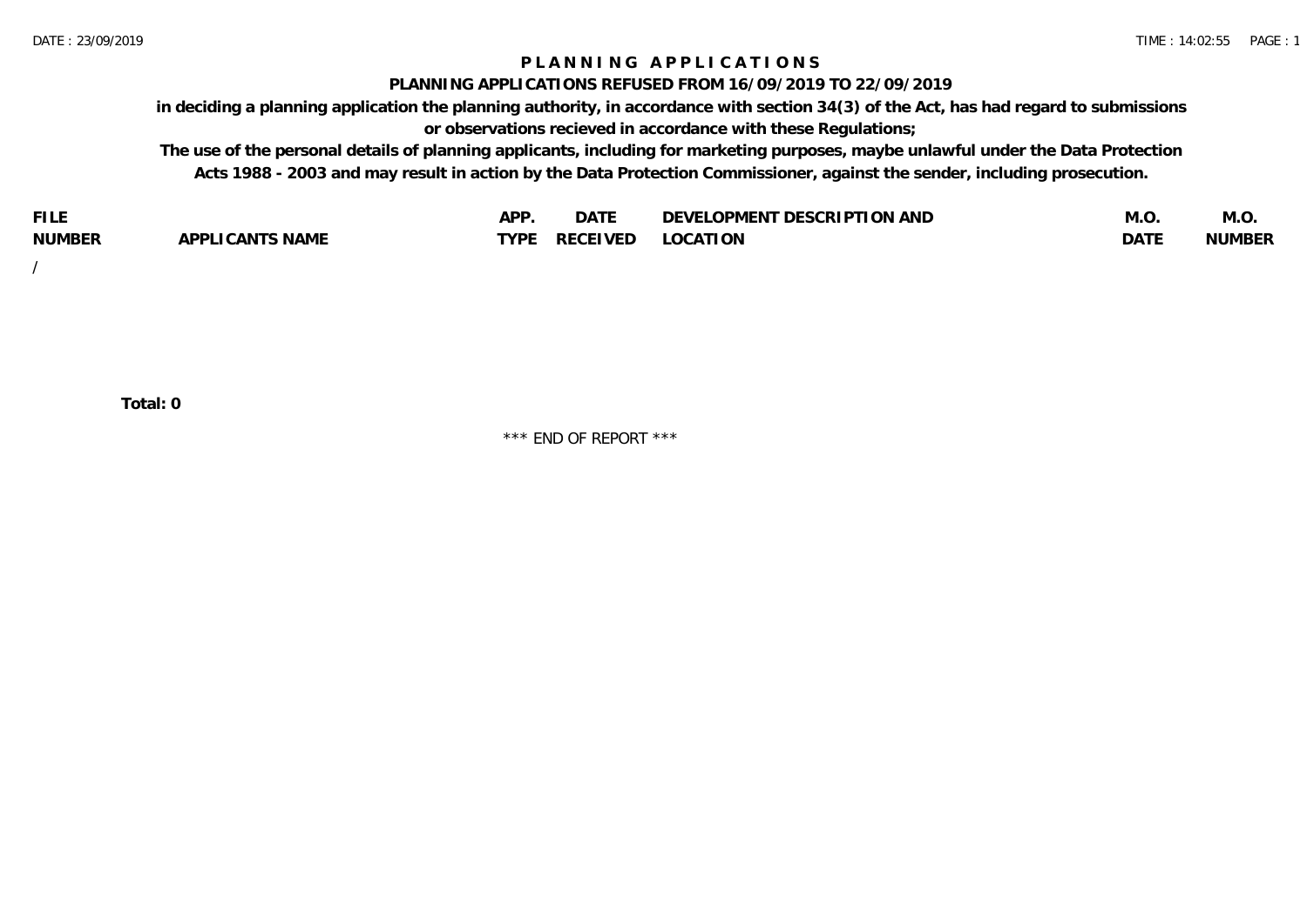# PLANNING APPLICATIONS

## PLANNING APPLICATIONS REFUSED FROM 16/09/2019 TO 22/09/2019

**in deciding a planning application the planning authority, in accordance with section 34(3) of the Act, has had regard to submissions or observations recieved in accordance with these Regulations;**

**The use of the personal details of planning applicants, including for marketing purposes, maybe unlawful under the Data Protection Acts 1988 - 2003 and may result in action by the Data Protection Commissioner, against the sender, including prosecution.**

| FILE NUMBER | APPLICANTS NAME | APP. TYPE | DATE RECEIVED | DEVELOPMENT DESCRIPTION AND LOCATION | M.O. DATE | M.O. NUMBER |
|---|---|---|---|---|---|---|
| / | | | | | | |

**Total: 0**

\*\*\* END OF REPORT \*\*\*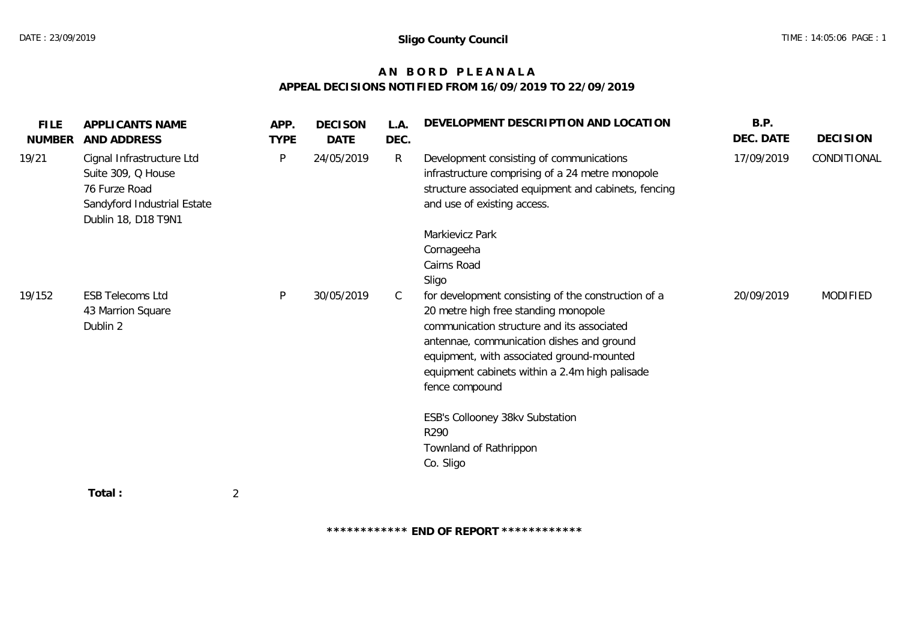**Sligo County Council**

# AN BORD PLEANALA

## APPEAL DECISIONS NOTIFIED FROM 16/09/2019 TO 22/09/2019

| FILE NUMBER | APPLICANTS NAME AND ADDRESS | APP. TYPE | DECISON DATE | L.A. DEC. | DEVELOPMENT DESCRIPTION AND LOCATION | B.P. DEC. DATE | DECISION |
|---|---|---|---|---|---|---|---|
| 19/21 | Cignal Infrastructure Ltd<br>Suite 309, Q House<br>76 Furze Road<br>Sandyford Industrial Estate<br>Dublin 18, D18 T9N1 | P | 24/05/2019 | R | Development consisting of communications infrastructure comprising of a 24 metre monopole structure associated equipment and cabinets, fencing and use of existing access.<br><br>Markievicz Park<br>Cornageeha<br>Cairns Road<br>Sligo | 17/09/2019 | CONDITIONAL |
| 19/152 | ESB Telecoms Ltd<br>43 Marrion Square<br>Dublin 2 | P | 30/05/2019 | C | for development consisting of the construction of a 20 metre high free standing monopole communication structure and its associated antennae, communication dishes and ground equipment, with associated ground-mounted equipment cabinets within a 2.4m high palisade fence compound<br><br>ESB's Collooney 38kv Substation<br>R290<br>Townland of Rathrippon<br>Co. Sligo | 20/09/2019 | MODIFIED |

**Total :** 2

************ **END OF REPORT** ************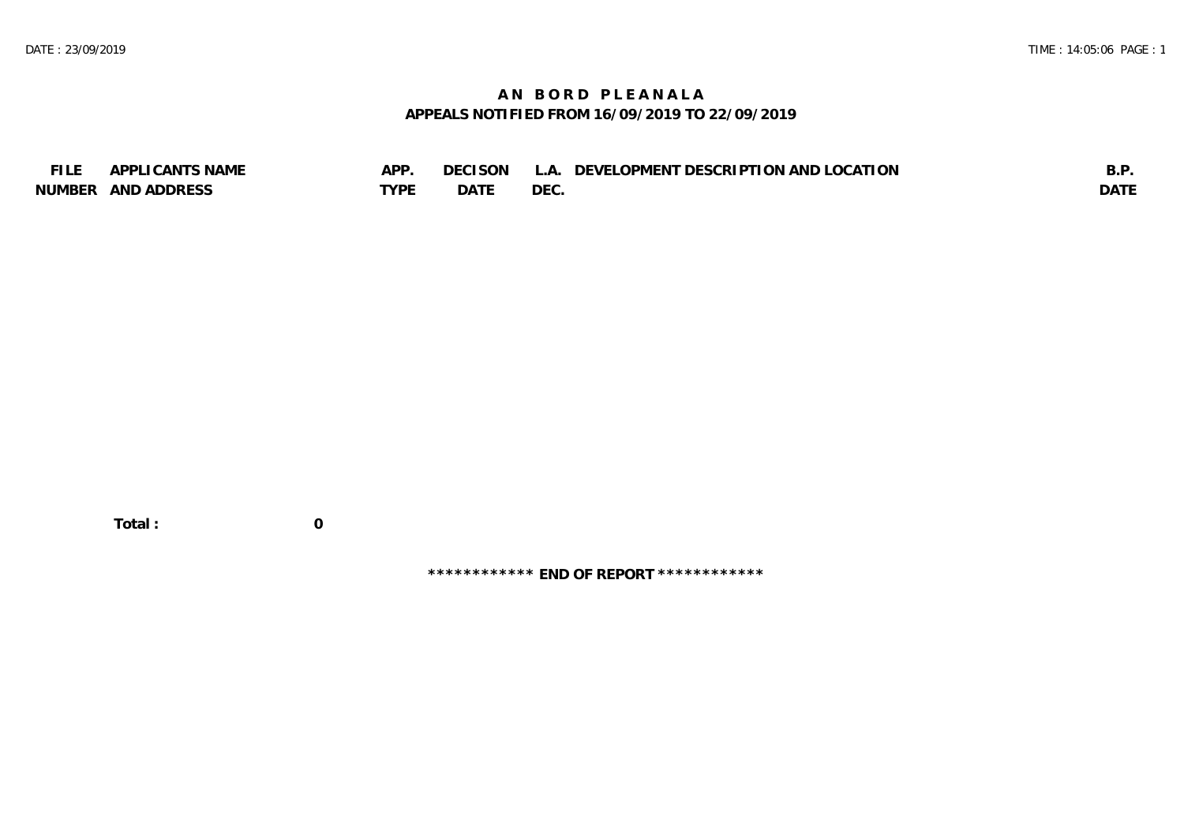# AN BORD PLEANALA

## APPEALS NOTIFIED FROM 16/09/2019 TO 22/09/2019

| FILE NUMBER | APPLICANTS NAME AND ADDRESS | APP. TYPE | DECISON DATE | L.A. DEC. | DEVELOPMENT DESCRIPTION AND LOCATION | B.P. DATE |
|---|---|---|---|---|---|---|

**Total : 0**

**************** END OF REPORT ****************